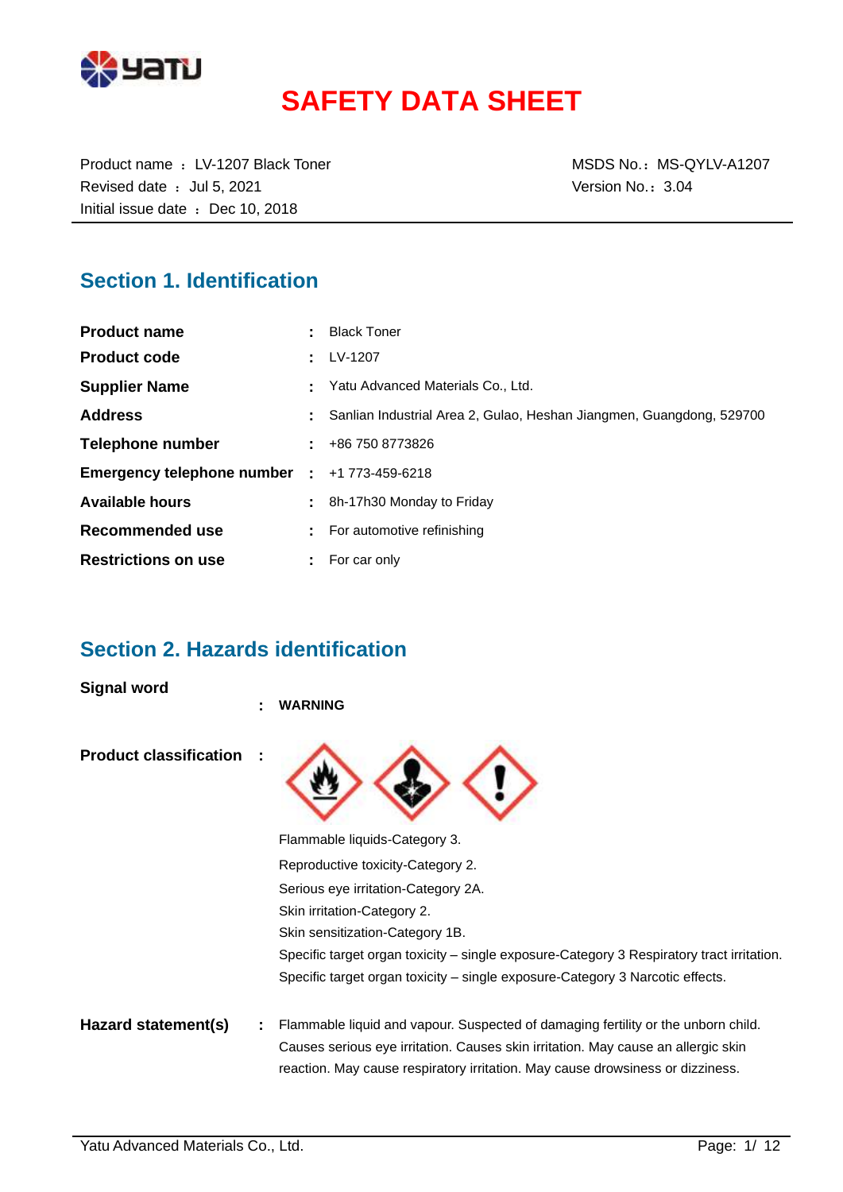# SAFETY DATA SHEET

Product name ： LV-1207 Black Toner
Revised date ： Jul 5, 2021
Initial issue date ： Dec 10, 2018

MSDS No.：MS-QYLV-A1207
Version No.：3.04

## Section 1. Identification

| | | |
|---|---|---|
| **Product name** | : | Black Toner |
| **Product code** | : | LV-1207 |
| **Supplier Name** | : | Yatu Advanced Materials Co., Ltd. |
| **Address** | : | Sanlian Industrial Area 2, Gulao, Heshan Jiangmen, Guangdong, 529700 |
| **Telephone number** | : | +86 750 8773826 |
| **Emergency telephone number** | : | +1 773-459-6218 |
| **Available hours** | : | 8h-17h30 Monday to Friday |
| **Recommended use** | : | For automotive refinishing |
| **Restrictions on use** | : | For car only |

## Section 2. Hazards identification

**Signal word** : **WARNING**

**Product classification** :

Flammable liquids-Category 3.
Reproductive toxicity-Category 2.
Serious eye irritation-Category 2A.
Skin irritation-Category 2.
Skin sensitization-Category 1B.
Specific target organ toxicity – single exposure-Category 3 Respiratory tract irritation.
Specific target organ toxicity – single exposure-Category 3 Narcotic effects.

**Hazard statement(s)** : Flammable liquid and vapour. Suspected of damaging fertility or the unborn child. Causes serious eye irritation. Causes skin irritation. May cause an allergic skin reaction. May cause respiratory irritation. May cause drowsiness or dizziness.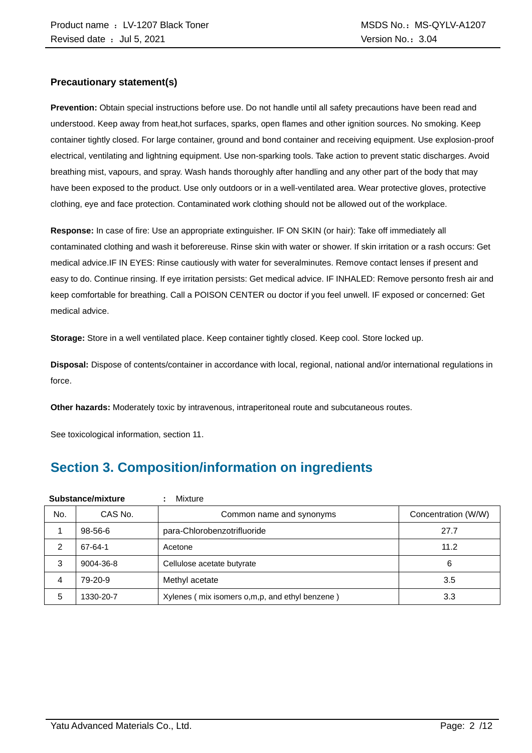### Precautionary statement(s)

**Prevention:** Obtain special instructions before use. Do not handle until all safety precautions have been read and understood. Keep away from heat,hot surfaces, sparks, open flames and other ignition sources. No smoking. Keep container tightly closed. For large container, ground and bond container and receiving equipment. Use explosion-proof electrical, ventilating and lightning equipment. Use non-sparking tools. Take action to prevent static discharges. Avoid breathing mist, vapours, and spray. Wash hands thoroughly after handling and any other part of the body that may have been exposed to the product. Use only outdoors or in a well-ventilated area. Wear protective gloves, protective clothing, eye and face protection. Contaminated work clothing should not be allowed out of the workplace.

**Response:** In case of fire: Use an appropriate extinguisher. IF ON SKIN (or hair): Take off immediately all contaminated clothing and wash it beforereuse. Rinse skin with water or shower. If skin irritation or a rash occurs: Get medical advice.IF IN EYES: Rinse cautiously with water for severalminutes. Remove contact lenses if present and easy to do. Continue rinsing. If eye irritation persists: Get medical advice. IF INHALED: Remove personto fresh air and keep comfortable for breathing. Call a POISON CENTER ou doctor if you feel unwell. IF exposed or concerned: Get medical advice.

**Storage:** Store in a well ventilated place. Keep container tightly closed. Keep cool. Store locked up.

**Disposal:** Dispose of contents/container in accordance with local, regional, national and/or international regulations in force.

**Other hazards:** Moderately toxic by intravenous, intraperitoneal route and subcutaneous routes.

See toxicological information, section 11.

## Section 3. Composition/information on ingredients

**Substance/mixture** : Mixture

| No. | CAS No. | Common name and synonyms | Concentration (W/W) |
|---|---|---|---|
| 1 | 98-56-6 | para-Chlorobenzotrifluoride | 27.7 |
| 2 | 67-64-1 | Acetone | 11.2 |
| 3 | 9004-36-8 | Cellulose acetate butyrate | 6 |
| 4 | 79-20-9 | Methyl acetate | 3.5 |
| 5 | 1330-20-7 | Xylenes ( mix isomers o,m,p, and ethyl benzene ) | 3.3 |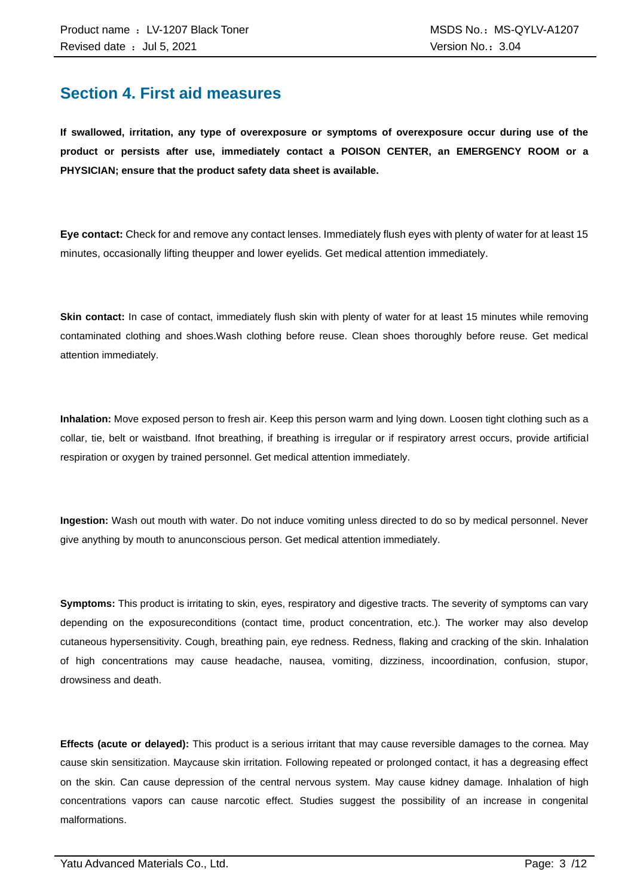## Section 4. First aid measures

**If swallowed, irritation, any type of overexposure or symptoms of overexposure occur during use of the product or persists after use, immediately contact a POISON CENTER, an EMERGENCY ROOM or a PHYSICIAN; ensure that the product safety data sheet is available.**

**Eye contact:** Check for and remove any contact lenses. Immediately flush eyes with plenty of water for at least 15 minutes, occasionally lifting theupper and lower eyelids. Get medical attention immediately.

**Skin contact:** In case of contact, immediately flush skin with plenty of water for at least 15 minutes while removing contaminated clothing and shoes.Wash clothing before reuse. Clean shoes thoroughly before reuse. Get medical attention immediately.

**Inhalation:** Move exposed person to fresh air. Keep this person warm and lying down. Loosen tight clothing such as a collar, tie, belt or waistband. Ifnot breathing, if breathing is irregular or if respiratory arrest occurs, provide artificial respiration or oxygen by trained personnel. Get medical attention immediately.

**Ingestion:** Wash out mouth with water. Do not induce vomiting unless directed to do so by medical personnel. Never give anything by mouth to anunconscious person. Get medical attention immediately.

**Symptoms:** This product is irritating to skin, eyes, respiratory and digestive tracts. The severity of symptoms can vary depending on the exposureconditions (contact time, product concentration, etc.). The worker may also develop cutaneous hypersensitivity. Cough, breathing pain, eye redness. Redness, flaking and cracking of the skin. Inhalation of high concentrations may cause headache, nausea, vomiting, dizziness, incoordination, confusion, stupor, drowsiness and death.

**Effects (acute or delayed):** This product is a serious irritant that may cause reversible damages to the cornea. May cause skin sensitization. Maycause skin irritation. Following repeated or prolonged contact, it has a degreasing effect on the skin. Can cause depression of the central nervous system. May cause kidney damage. Inhalation of high concentrations vapors can cause narcotic effect. Studies suggest the possibility of an increase in congenital malformations.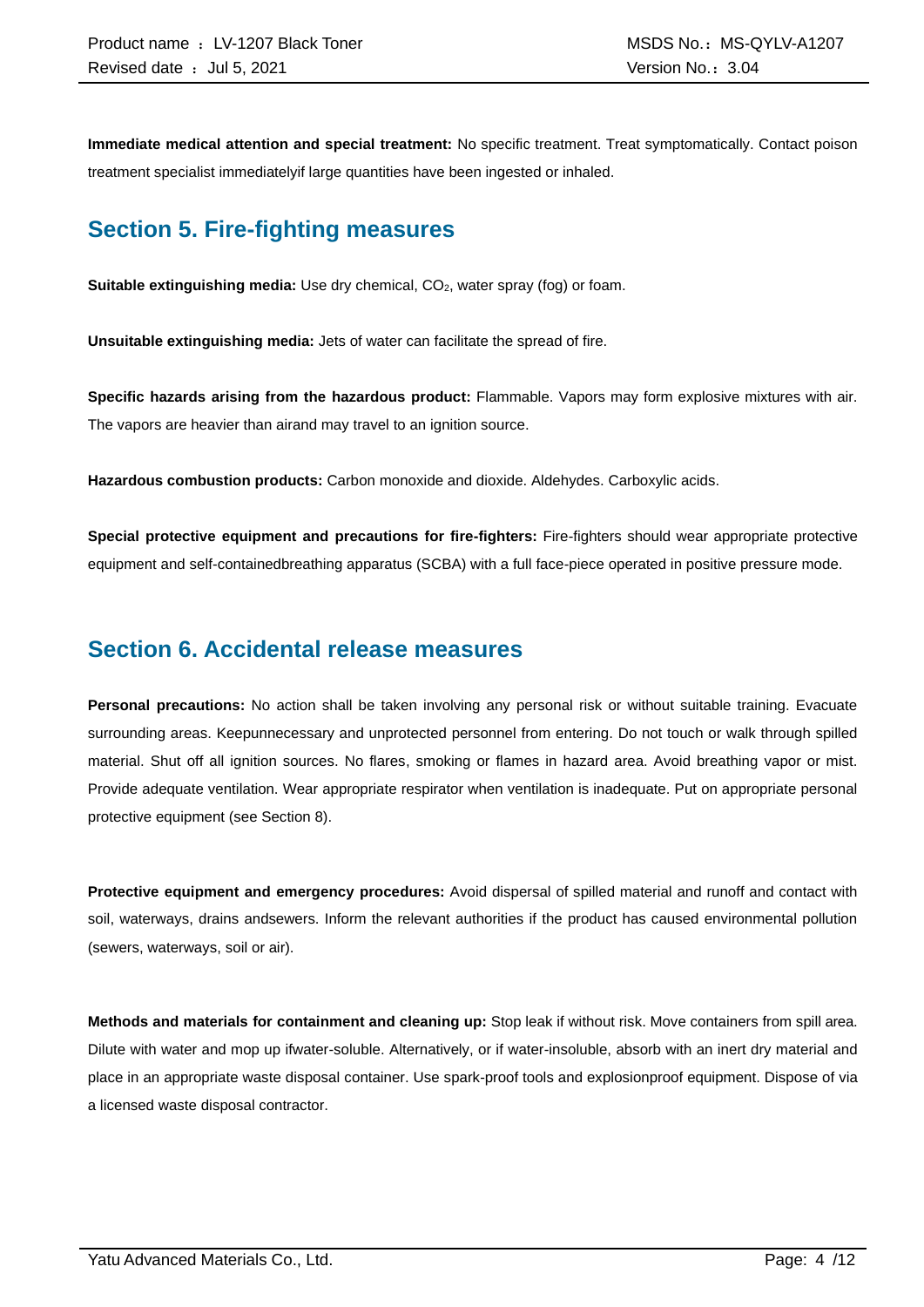**Immediate medical attention and special treatment:** No specific treatment. Treat symptomatically. Contact poison treatment specialist immediatelyif large quantities have been ingested or inhaled.

## Section 5. Fire-fighting measures

**Suitable extinguishing media:** Use dry chemical, $CO_2$, water spray (fog) or foam.

**Unsuitable extinguishing media:** Jets of water can facilitate the spread of fire.

**Specific hazards arising from the hazardous product:** Flammable. Vapors may form explosive mixtures with air. The vapors are heavier than airand may travel to an ignition source.

**Hazardous combustion products:** Carbon monoxide and dioxide. Aldehydes. Carboxylic acids.

**Special protective equipment and precautions for fire-fighters:** Fire-fighters should wear appropriate protective equipment and self-containedbreathing apparatus (SCBA) with a full face-piece operated in positive pressure mode.

## Section 6. Accidental release measures

**Personal precautions:** No action shall be taken involving any personal risk or without suitable training. Evacuate surrounding areas. Keepunnecessary and unprotected personnel from entering. Do not touch or walk through spilled material. Shut off all ignition sources. No flares, smoking or flames in hazard area. Avoid breathing vapor or mist. Provide adequate ventilation. Wear appropriate respirator when ventilation is inadequate. Put on appropriate personal protective equipment (see Section 8).

**Protective equipment and emergency procedures:** Avoid dispersal of spilled material and runoff and contact with soil, waterways, drains andsewers. Inform the relevant authorities if the product has caused environmental pollution (sewers, waterways, soil or air).

**Methods and materials for containment and cleaning up:** Stop leak if without risk. Move containers from spill area. Dilute with water and mop up ifwater-soluble. Alternatively, or if water-insoluble, absorb with an inert dry material and place in an appropriate waste disposal container. Use spark-proof tools and explosionproof equipment. Dispose of via a licensed waste disposal contractor.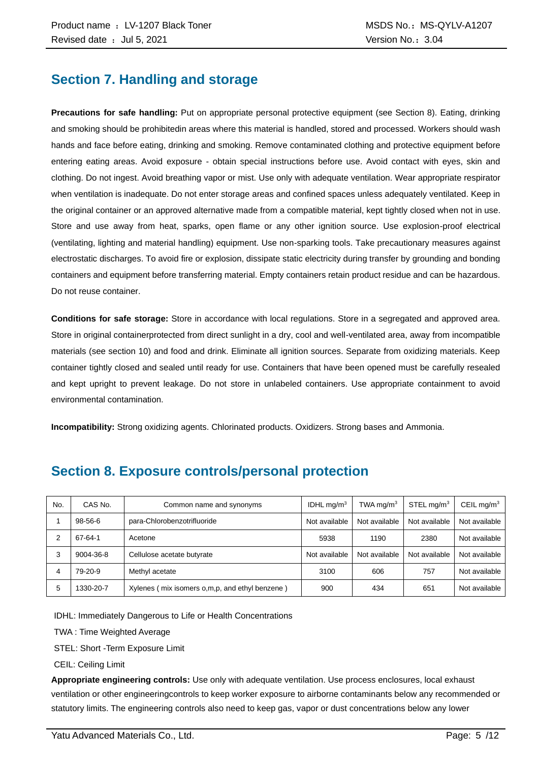## Section 7. Handling and storage

**Precautions for safe handling:** Put on appropriate personal protective equipment (see Section 8). Eating, drinking and smoking should be prohibitedin areas where this material is handled, stored and processed. Workers should wash hands and face before eating, drinking and smoking. Remove contaminated clothing and protective equipment before entering eating areas. Avoid exposure - obtain special instructions before use. Avoid contact with eyes, skin and clothing. Do not ingest. Avoid breathing vapor or mist. Use only with adequate ventilation. Wear appropriate respirator when ventilation is inadequate. Do not enter storage areas and confined spaces unless adequately ventilated. Keep in the original container or an approved alternative made from a compatible material, kept tightly closed when not in use. Store and use away from heat, sparks, open flame or any other ignition source. Use explosion-proof electrical (ventilating, lighting and material handling) equipment. Use non-sparking tools. Take precautionary measures against electrostatic discharges. To avoid fire or explosion, dissipate static electricity during transfer by grounding and bonding containers and equipment before transferring material. Empty containers retain product residue and can be hazardous. Do not reuse container.

**Conditions for safe storage:** Store in accordance with local regulations. Store in a segregated and approved area. Store in original containerprotected from direct sunlight in a dry, cool and well-ventilated area, away from incompatible materials (see section 10) and food and drink. Eliminate all ignition sources. Separate from oxidizing materials. Keep container tightly closed and sealed until ready for use. Containers that have been opened must be carefully resealed and kept upright to prevent leakage. Do not store in unlabeled containers. Use appropriate containment to avoid environmental contamination.

**Incompatibility:** Strong oxidizing agents. Chlorinated products. Oxidizers. Strong bases and Ammonia.

## Section 8. Exposure controls/personal protection

| No. | CAS No. | Common name and synonyms | IDHL mg/m$^3$ | TWA mg/m$^3$ | STEL mg/m$^3$ | CEIL mg/m$^3$ |
|---|---|---|---|---|---|---|
| 1 | 98-56-6 | para-Chlorobenzotrifluoride | Not available | Not available | Not available | Not available |
| 2 | 67-64-1 | Acetone | 5938 | 1190 | 2380 | Not available |
| 3 | 9004-36-8 | Cellulose acetate butyrate | Not available | Not available | Not available | Not available |
| 4 | 79-20-9 | Methyl acetate | 3100 | 606 | 757 | Not available |
| 5 | 1330-20-7 | Xylenes ( mix isomers o,m,p, and ethyl benzene ) | 900 | 434 | 651 | Not available |

IDHL: Immediately Dangerous to Life or Health Concentrations

TWA : Time Weighted Average

STEL: Short -Term Exposure Limit

CEIL: Ceiling Limit

**Appropriate engineering controls:** Use only with adequate ventilation. Use process enclosures, local exhaust ventilation or other engineeringcontrols to keep worker exposure to airborne contaminants below any recommended or statutory limits. The engineering controls also need to keep gas, vapor or dust concentrations below any lower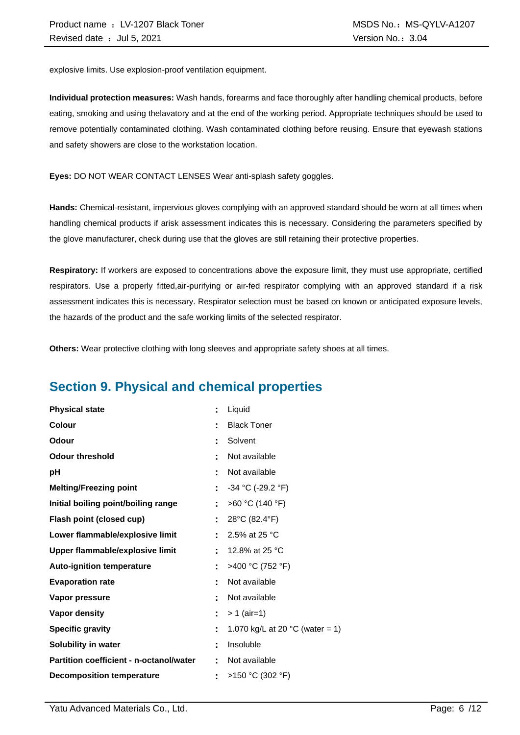explosive limits. Use explosion-proof ventilation equipment.

**Individual protection measures:** Wash hands, forearms and face thoroughly after handling chemical products, before eating, smoking and using thelavatory and at the end of the working period. Appropriate techniques should be used to remove potentially contaminated clothing. Wash contaminated clothing before reusing. Ensure that eyewash stations and safety showers are close to the workstation location.

**Eyes:** DO NOT WEAR CONTACT LENSES Wear anti-splash safety goggles.

**Hands:** Chemical-resistant, impervious gloves complying with an approved standard should be worn at all times when handling chemical products if arisk assessment indicates this is necessary. Considering the parameters specified by the glove manufacturer, check during use that the gloves are still retaining their protective properties.

**Respiratory:** If workers are exposed to concentrations above the exposure limit, they must use appropriate, certified respirators. Use a properly fitted,air-purifying or air-fed respirator complying with an approved standard if a risk assessment indicates this is necessary. Respirator selection must be based on known or anticipated exposure levels, the hazards of the product and the safe working limits of the selected respirator.

**Others:** Wear protective clothing with long sleeves and appropriate safety shoes at all times.

## Section 9. Physical and chemical properties

| | | |
|---|---|---|
| **Physical state** | : | Liquid |
| **Colour** | : | Black Toner |
| **Odour** | : | Solvent |
| **Odour threshold** | : | Not available |
| **pH** | : | Not available |
| **Melting/Freezing point** | : | -34 °C (-29.2 °F) |
| **Initial boiling point/boiling range** | : | >60 °C (140 °F) |
| **Flash point (closed cup)** | : | 28°C (82.4°F) |
| **Lower flammable/explosive limit** | : | 2.5% at 25 °C |
| **Upper flammable/explosive limit** | : | 12.8% at 25 °C |
| **Auto-ignition temperature** | : | >400 °C (752 °F) |
| **Evaporation rate** | : | Not available |
| **Vapor pressure** | : | Not available |
| **Vapor density** | : | > 1 (air=1) |
| **Specific gravity** | : | 1.070 kg/L at 20 °C (water = 1) |
| **Solubility in water** | : | Insoluble |
| **Partition coefficient - n-octanol/water** | : | Not available |
| **Decomposition temperature** | : | >150 °C (302 °F) |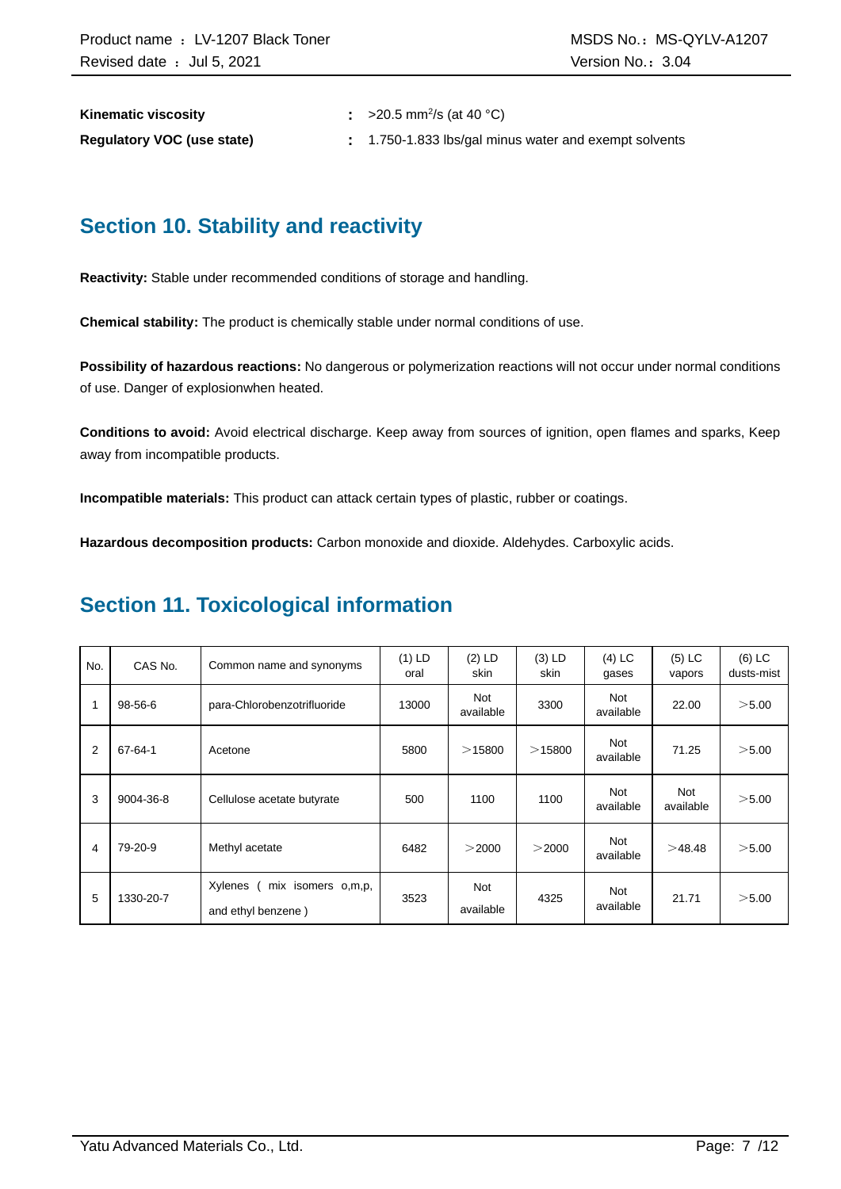**Kinematic viscosity** : >20.5 $mm^2/s$ (at 40 °C)

**Regulatory VOC (use state)** : 1.750-1.833 lbs/gal minus water and exempt solvents

## Section 10. Stability and reactivity

**Reactivity:** Stable under recommended conditions of storage and handling.

**Chemical stability:** The product is chemically stable under normal conditions of use.

**Possibility of hazardous reactions:** No dangerous or polymerization reactions will not occur under normal conditions of use. Danger of explosionwhen heated.

**Conditions to avoid:** Avoid electrical discharge. Keep away from sources of ignition, open flames and sparks, Keep away from incompatible products.

**Incompatible materials:** This product can attack certain types of plastic, rubber or coatings.

**Hazardous decomposition products:** Carbon monoxide and dioxide. Aldehydes. Carboxylic acids.

## Section 11. Toxicological information

| No. | CAS No. | Common name and synonyms | (1) LD oral | (2) LD skin | (3) LD skin | (4) LC gases | (5) LC vapors | (6) LC dusts-mist |
|---|---|---|---|---|---|---|---|---|
| 1 | 98-56-6 | para-Chlorobenzotrifluoride | 13000 | Not available | 3300 | Not available | 22.00 | ＞5.00 |
| 2 | 67-64-1 | Acetone | 5800 | ＞15800 | ＞15800 | Not available | 71.25 | ＞5.00 |
| 3 | 9004-36-8 | Cellulose acetate butyrate | 500 | 1100 | 1100 | Not available | Not available | ＞5.00 |
| 4 | 79-20-9 | Methyl acetate | 6482 | ＞2000 | ＞2000 | Not available | ＞48.48 | ＞5.00 |
| 5 | 1330-20-7 | Xylenes ( mix isomers o,m,p, and ethyl benzene ) | 3523 | Not available | 4325 | Not available | 21.71 | ＞5.00 |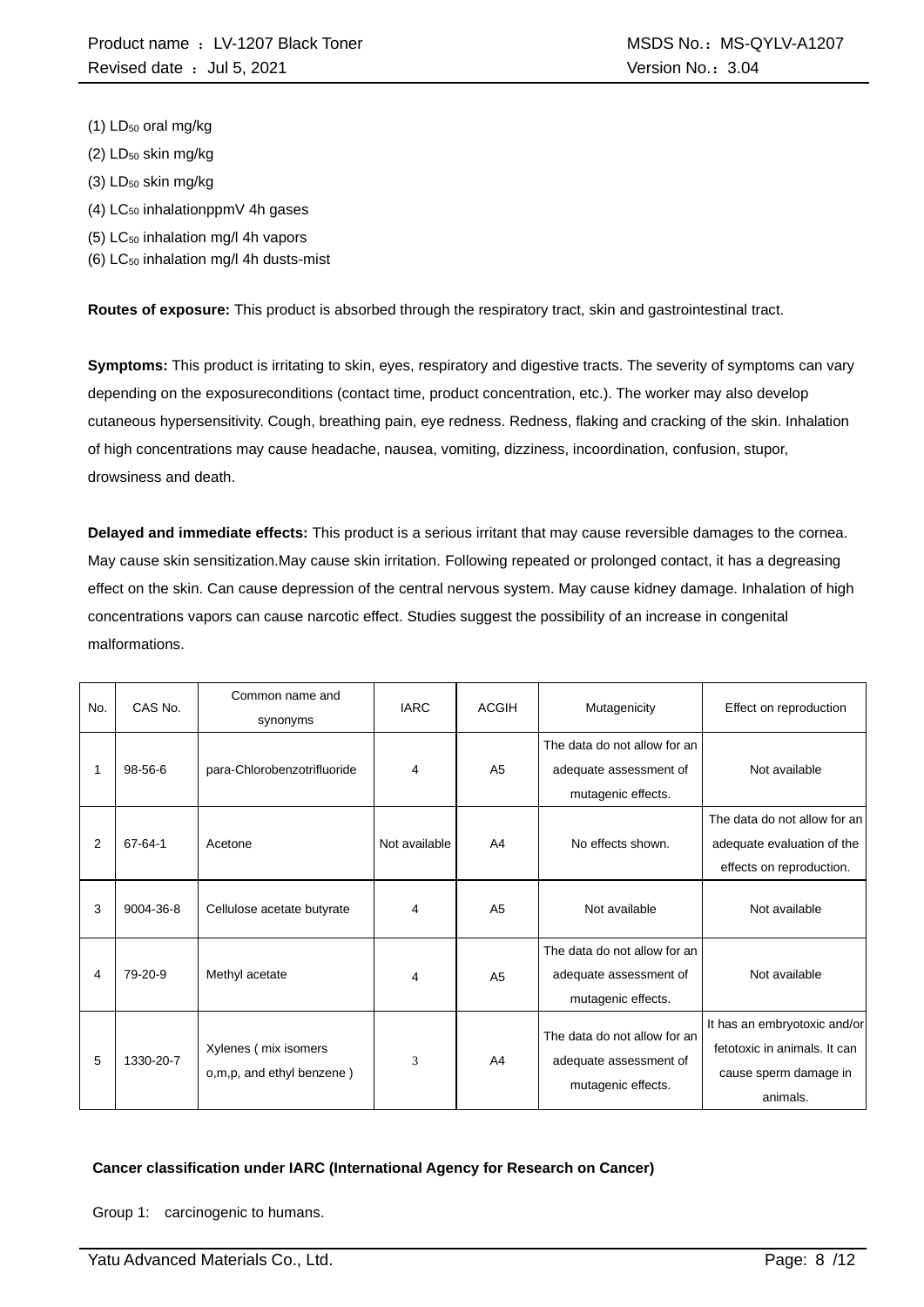(1) $LD_{50}$ oral mg/kg

(2) $LD_{50}$ skin mg/kg

(3) $LD_{50}$ skin mg/kg

(4) $LC_{50}$ inhalationppmV 4h gases

(5) $LC_{50}$ inhalation mg/l 4h vapors

(6) $LC_{50}$ inhalation mg/l 4h dusts-mist

**Routes of exposure:** This product is absorbed through the respiratory tract, skin and gastrointestinal tract.

**Symptoms:** This product is irritating to skin, eyes, respiratory and digestive tracts. The severity of symptoms can vary depending on the exposureconditions (contact time, product concentration, etc.). The worker may also develop cutaneous hypersensitivity. Cough, breathing pain, eye redness. Redness, flaking and cracking of the skin. Inhalation of high concentrations may cause headache, nausea, vomiting, dizziness, incoordination, confusion, stupor, drowsiness and death.

**Delayed and immediate effects:** This product is a serious irritant that may cause reversible damages to the cornea. May cause skin sensitization.May cause skin irritation. Following repeated or prolonged contact, it has a degreasing effect on the skin. Can cause depression of the central nervous system. May cause kidney damage. Inhalation of high concentrations vapors can cause narcotic effect. Studies suggest the possibility of an increase in congenital malformations.

| No. | CAS No. | Common name and synonyms | IARC | ACGIH | Mutagenicity | Effect on reproduction |
|---|---|---|---|---|---|---|
| 1 | 98-56-6 | para-Chlorobenzotrifluoride | 4 | A5 | The data do not allow for an adequate assessment of mutagenic effects. | Not available |
| 2 | 67-64-1 | Acetone | Not available | A4 | No effects shown. | The data do not allow for an adequate evaluation of the effects on reproduction. |
| 3 | 9004-36-8 | Cellulose acetate butyrate | 4 | A5 | Not available | Not available |
| 4 | 79-20-9 | Methyl acetate | 4 | A5 | The data do not allow for an adequate assessment of mutagenic effects. | Not available |
| 5 | 1330-20-7 | Xylenes ( mix isomers o,m,p, and ethyl benzene ) | 3 | A4 | The data do not allow for an adequate assessment of mutagenic effects. | It has an embryotoxic and/or fetotoxic in animals. It can cause sperm damage in animals. |

**Cancer classification under IARC (International Agency for Research on Cancer)**

Group 1: carcinogenic to humans.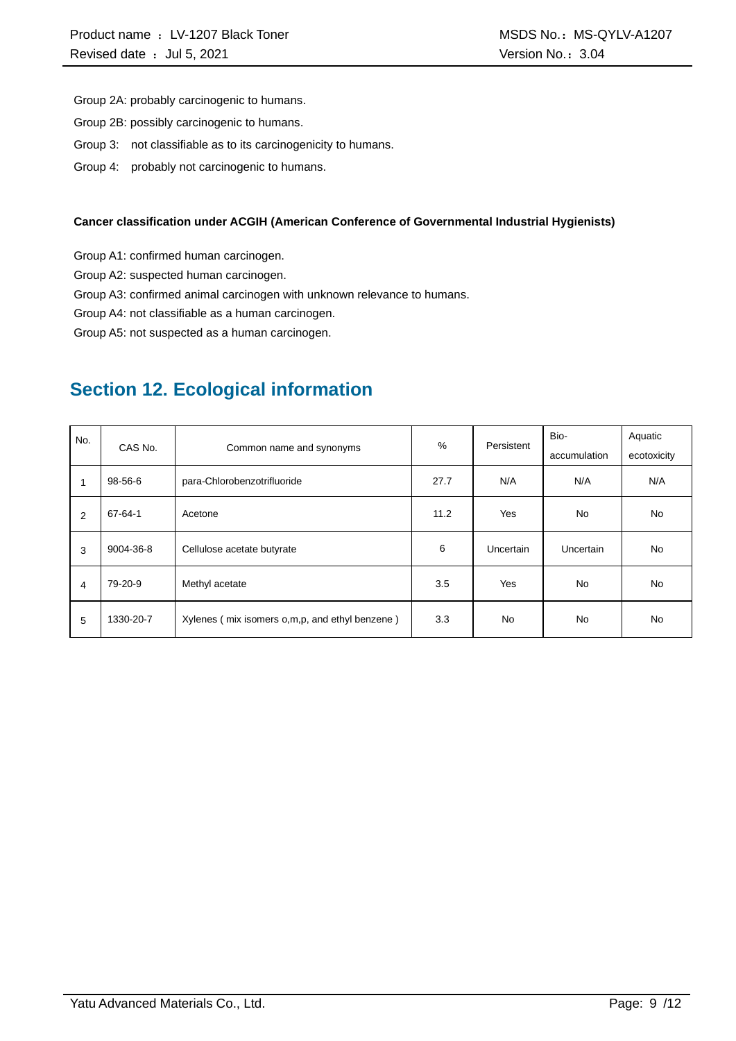Group 2A: probably carcinogenic to humans.

Group 2B: possibly carcinogenic to humans.

Group 3: not classifiable as to its carcinogenicity to humans.

Group 4: probably not carcinogenic to humans.

**Cancer classification under ACGIH (American Conference of Governmental Industrial Hygienists)**

Group A1: confirmed human carcinogen.

Group A2: suspected human carcinogen.

Group A3: confirmed animal carcinogen with unknown relevance to humans.

Group A4: not classifiable as a human carcinogen.

Group A5: not suspected as a human carcinogen.

## Section 12. Ecological information

| No. | CAS No. | Common name and synonyms | % | Persistent | Bio-accumulation | Aquatic ecotoxicity |
|---|---|---|---|---|---|---|
| 1 | 98-56-6 | para-Chlorobenzotrifluoride | 27.7 | N/A | N/A | N/A |
| 2 | 67-64-1 | Acetone | 11.2 | Yes | No | No |
| 3 | 9004-36-8 | Cellulose acetate butyrate | 6 | Uncertain | Uncertain | No |
| 4 | 79-20-9 | Methyl acetate | 3.5 | Yes | No | No |
| 5 | 1330-20-7 | Xylenes ( mix isomers o,m,p, and ethyl benzene ) | 3.3 | No | No | No |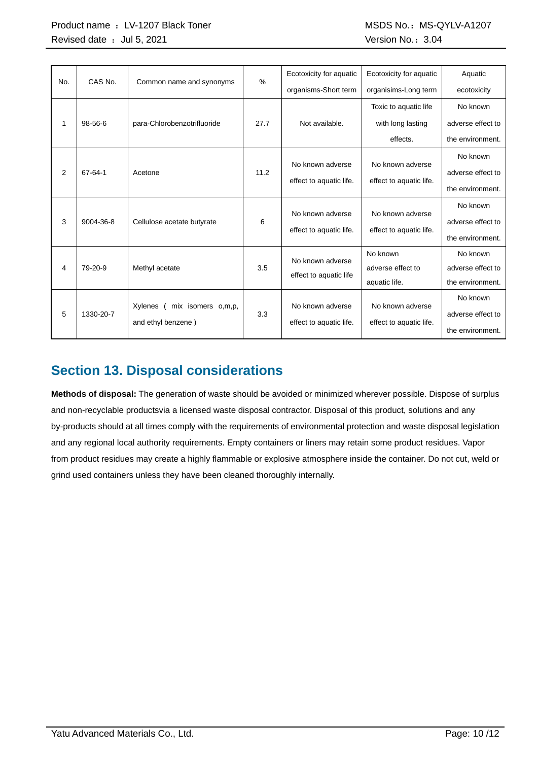| No. | CAS No. | Common name and synonyms | % | Ecotoxicity for aquatic organisms-Short term | Ecotoxicity for aquatic organisims-Long term | Aquatic ecotoxicity |
|---|---|---|---|---|---|---|
| 1 | 98-56-6 | para-Chlorobenzotrifluoride | 27.7 | Not available. | Toxic to aquatic life with long lasting effects. | No known adverse effect to the environment. |
| 2 | 67-64-1 | Acetone | 11.2 | No known adverse effect to aquatic life. | No known adverse effect to aquatic life. | No known adverse effect to the environment. |
| 3 | 9004-36-8 | Cellulose acetate butyrate | 6 | No known adverse effect to aquatic life. | No known adverse effect to aquatic life. | No known adverse effect to the environment. |
| 4 | 79-20-9 | Methyl acetate | 3.5 | No known adverse effect to aquatic life | No known adverse effect to aquatic life. | No known adverse effect to the environment. |
| 5 | 1330-20-7 | Xylenes ( mix isomers o,m,p, and ethyl benzene ) | 3.3 | No known adverse effect to aquatic life. | No known adverse effect to aquatic life. | No known adverse effect to the environment. |

## Section 13. Disposal considerations

**Methods of disposal:** The generation of waste should be avoided or minimized wherever possible. Dispose of surplus and non-recyclable productsvia a licensed waste disposal contractor. Disposal of this product, solutions and any by-products should at all times comply with the requirements of environmental protection and waste disposal legislation and any regional local authority requirements. Empty containers or liners may retain some product residues. Vapor from product residues may create a highly flammable or explosive atmosphere inside the container. Do not cut, weld or grind used containers unless they have been cleaned thoroughly internally.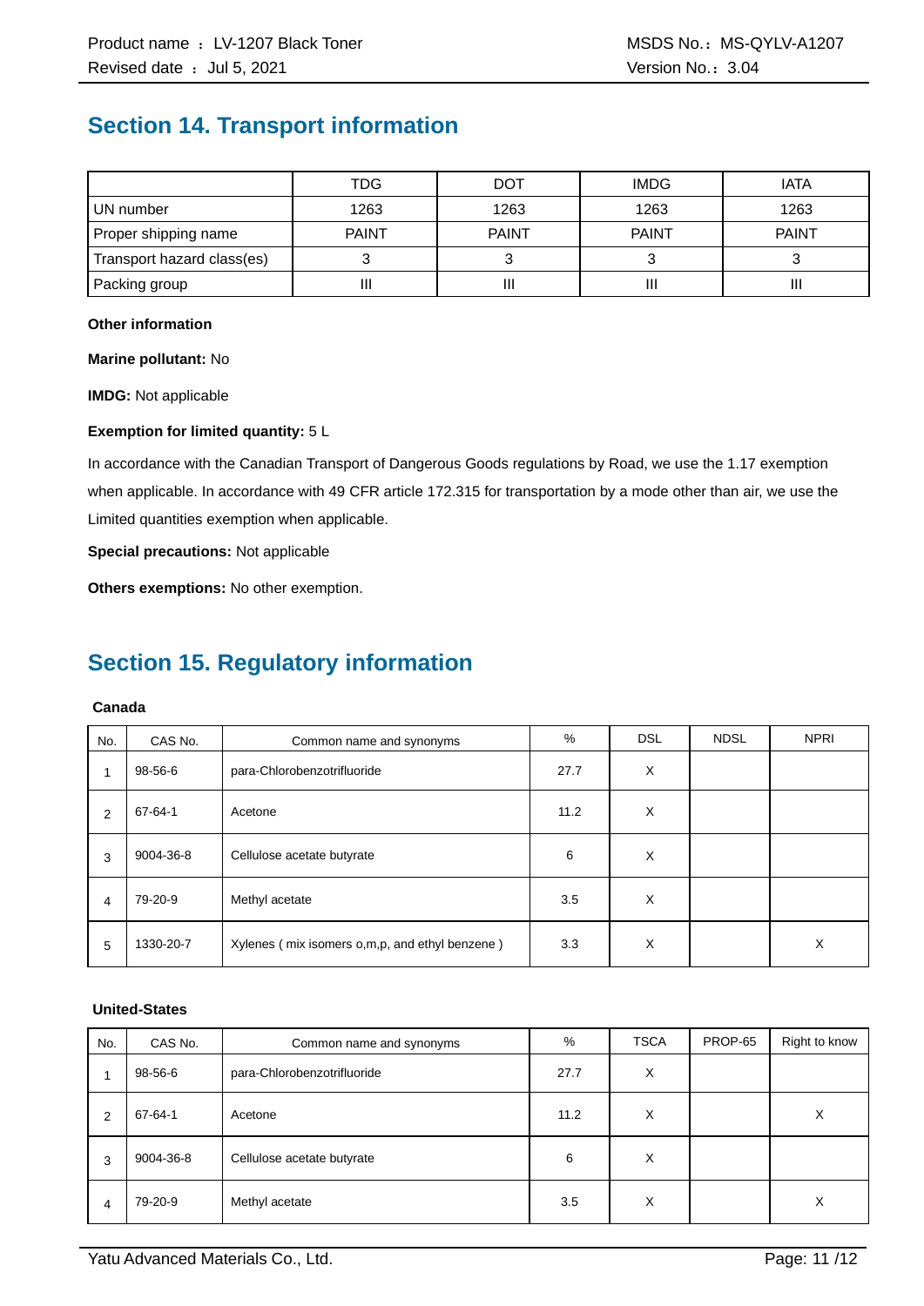## Section 14. Transport information

| | TDG | DOT | IMDG | IATA |
|---|---|---|---|---|
| UN number | 1263 | 1263 | 1263 | 1263 |
| Proper shipping name | PAINT | PAINT | PAINT | PAINT |
| Transport hazard class(es) | 3 | 3 | 3 | 3 |
| Packing group | III | III | III | III |

**Other information**

**Marine pollutant:** No

**IMDG:** Not applicable

**Exemption for limited quantity:** 5 L

In accordance with the Canadian Transport of Dangerous Goods regulations by Road, we use the 1.17 exemption when applicable. In accordance with 49 CFR article 172.315 for transportation by a mode other than air, we use the Limited quantities exemption when applicable.

**Special precautions:** Not applicable

**Others exemptions:** No other exemption.

## Section 15. Regulatory information

**Canada**

| No. | CAS No. | Common name and synonyms | % | DSL | NDSL | NPRI |
|---|---|---|---|---|---|---|
| 1 | 98-56-6 | para-Chlorobenzotrifluoride | 27.7 | X | | |
| 2 | 67-64-1 | Acetone | 11.2 | X | | |
| 3 | 9004-36-8 | Cellulose acetate butyrate | 6 | X | | |
| 4 | 79-20-9 | Methyl acetate | 3.5 | X | | |
| 5 | 1330-20-7 | Xylenes ( mix isomers o,m,p, and ethyl benzene ) | 3.3 | X | | X |

**United-States**

| No. | CAS No. | Common name and synonyms | % | TSCA | PROP-65 | Right to know |
|---|---|---|---|---|---|---|
| 1 | 98-56-6 | para-Chlorobenzotrifluoride | 27.7 | X | | |
| 2 | 67-64-1 | Acetone | 11.2 | X | | X |
| 3 | 9004-36-8 | Cellulose acetate butyrate | 6 | X | | |
| 4 | 79-20-9 | Methyl acetate | 3.5 | X | | X |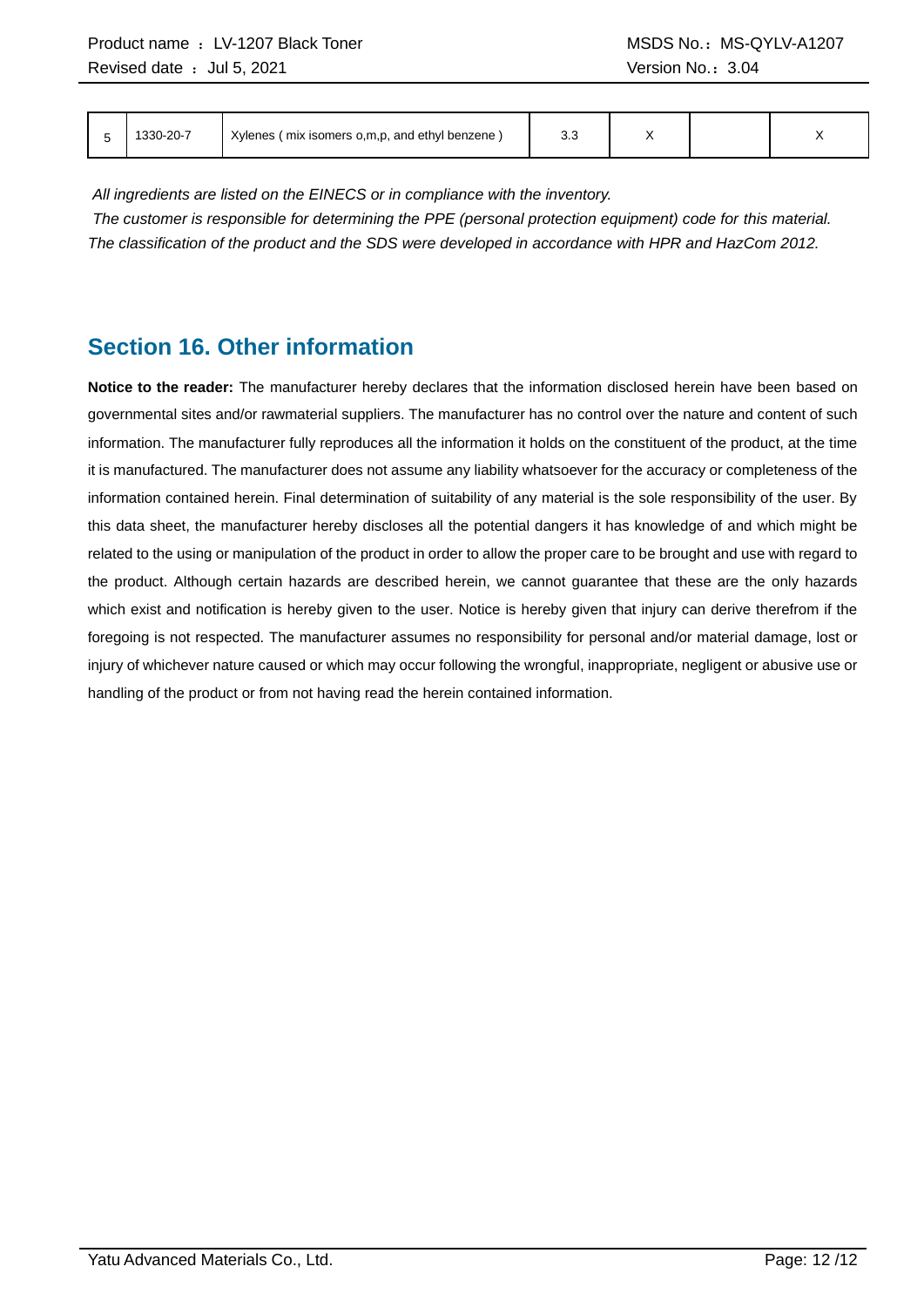| | | | | | | |
|---|---|---|---|---|---|---|
| 5 | 1330-20-7 | Xylenes ( mix isomers o,m,p, and ethyl benzene ) | 3.3 | X | | X |

*All ingredients are listed on the EINECS or in compliance with the inventory.*

*The customer is responsible for determining the PPE (personal protection equipment) code for this material.*

*The classification of the product and the SDS were developed in accordance with HPR and HazCom 2012.*

## Section 16. Other information

**Notice to the reader:** The manufacturer hereby declares that the information disclosed herein have been based on governmental sites and/or rawmaterial suppliers. The manufacturer has no control over the nature and content of such information. The manufacturer fully reproduces all the information it holds on the constituent of the product, at the time it is manufactured. The manufacturer does not assume any liability whatsoever for the accuracy or completeness of the information contained herein. Final determination of suitability of any material is the sole responsibility of the user. By this data sheet, the manufacturer hereby discloses all the potential dangers it has knowledge of and which might be related to the using or manipulation of the product in order to allow the proper care to be brought and use with regard to the product. Although certain hazards are described herein, we cannot guarantee that these are the only hazards which exist and notification is hereby given to the user. Notice is hereby given that injury can derive therefrom if the foregoing is not respected. The manufacturer assumes no responsibility for personal and/or material damage, lost or injury of whichever nature caused or which may occur following the wrongful, inappropriate, negligent or abusive use or handling of the product or from not having read the herein contained information.